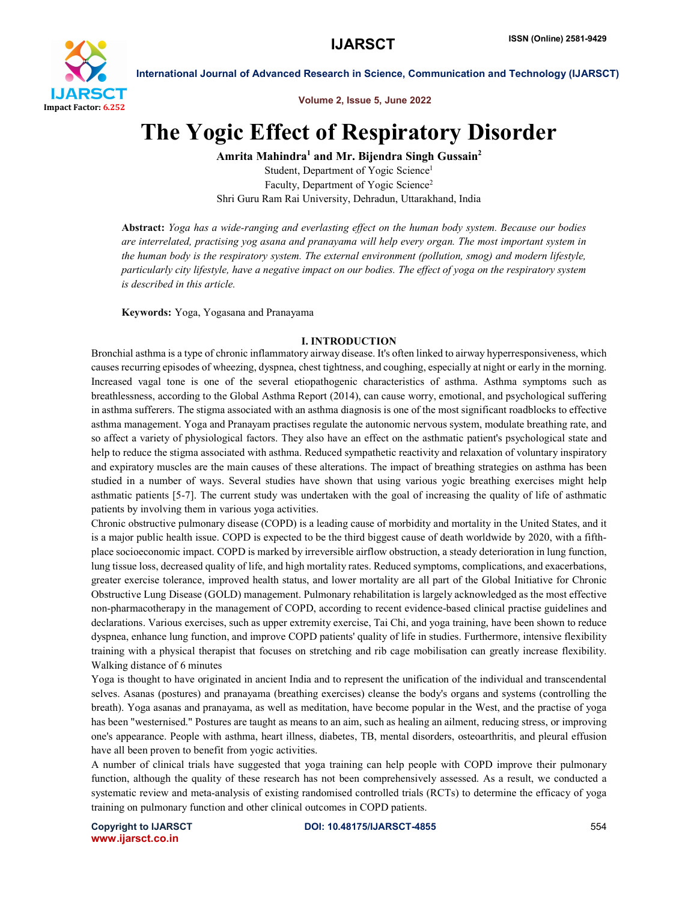# The Yogic Effect of Respiratory Disorder

**Amrita Mahindra[1] and Mr. Bijendra Singh Gussain[2]**

Student, Department of Yogic Science[1]

Faculty, Department of Yogic Science[2]

Shri Guru Ram Rai University, Dehradun, Uttarakhand, India

**Abstract:** *Yoga has a wide-ranging and everlasting effect on the human body system. Because our bodies are interrelated, practising yog asana and pranayama will help every organ. The most important system in the human body is the respiratory system. The external environment (pollution, smog) and modern lifestyle, particularly city lifestyle, have a negative impact on our bodies. The effect of yoga on the respiratory system is described in this article.*

**Keywords:** Yoga, Yogasana and Pranayama

## I. INTRODUCTION

Bronchial asthma is a type of chronic inflammatory airway disease. It's often linked to airway hyperresponsiveness, which causes recurring episodes of wheezing, dyspnea, chest tightness, and coughing, especially at night or early in the morning. Increased vagal tone is one of the several etiopathogenic characteristics of asthma. Asthma symptoms such as breathlessness, according to the Global Asthma Report (2014), can cause worry, emotional, and psychological suffering in asthma sufferers. The stigma associated with an asthma diagnosis is one of the most significant roadblocks to effective asthma management. Yoga and Pranayam practises regulate the autonomic nervous system, modulate breathing rate, and so affect a variety of physiological factors. They also have an effect on the asthmatic patient's psychological state and help to reduce the stigma associated with asthma. Reduced sympathetic reactivity and relaxation of voluntary inspiratory and expiratory muscles are the main causes of these alterations. The impact of breathing strategies on asthma has been studied in a number of ways. Several studies have shown that using various yogic breathing exercises might help asthmatic patients [5-7]. The current study was undertaken with the goal of increasing the quality of life of asthmatic patients by involving them in various yoga activities.

Chronic obstructive pulmonary disease (COPD) is a leading cause of morbidity and mortality in the United States, and it is a major public health issue. COPD is expected to be the third biggest cause of death worldwide by 2020, with a fifth-place socioeconomic impact. COPD is marked by irreversible airflow obstruction, a steady deterioration in lung function, lung tissue loss, decreased quality of life, and high mortality rates. Reduced symptoms, complications, and exacerbations, greater exercise tolerance, improved health status, and lower mortality are all part of the Global Initiative for Chronic Obstructive Lung Disease (GOLD) management. Pulmonary rehabilitation is largely acknowledged as the most effective non-pharmacotherapy in the management of COPD, according to recent evidence-based clinical practise guidelines and declarations. Various exercises, such as upper extremity exercise, Tai Chi, and yoga training, have been shown to reduce dyspnea, enhance lung function, and improve COPD patients' quality of life in studies. Furthermore, intensive flexibility training with a physical therapist that focuses on stretching and rib cage mobilisation can greatly increase flexibility. Walking distance of 6 minutes

Yoga is thought to have originated in ancient India and to represent the unification of the individual and transcendental selves. Asanas (postures) and pranayama (breathing exercises) cleanse the body's organs and systems (controlling the breath). Yoga asanas and pranayama, as well as meditation, have become popular in the West, and the practise of yoga has been "westernised." Postures are taught as means to an aim, such as healing an ailment, reducing stress, or improving one's appearance. People with asthma, heart illness, diabetes, TB, mental disorders, osteoarthritis, and pleural effusion have all been proven to benefit from yogic activities.

A number of clinical trials have suggested that yoga training can help people with COPD improve their pulmonary function, although the quality of these research has not been comprehensively assessed. As a result, we conducted a systematic review and meta-analysis of existing randomised controlled trials (RCTs) to determine the efficacy of yoga training on pulmonary function and other clinical outcomes in COPD patients.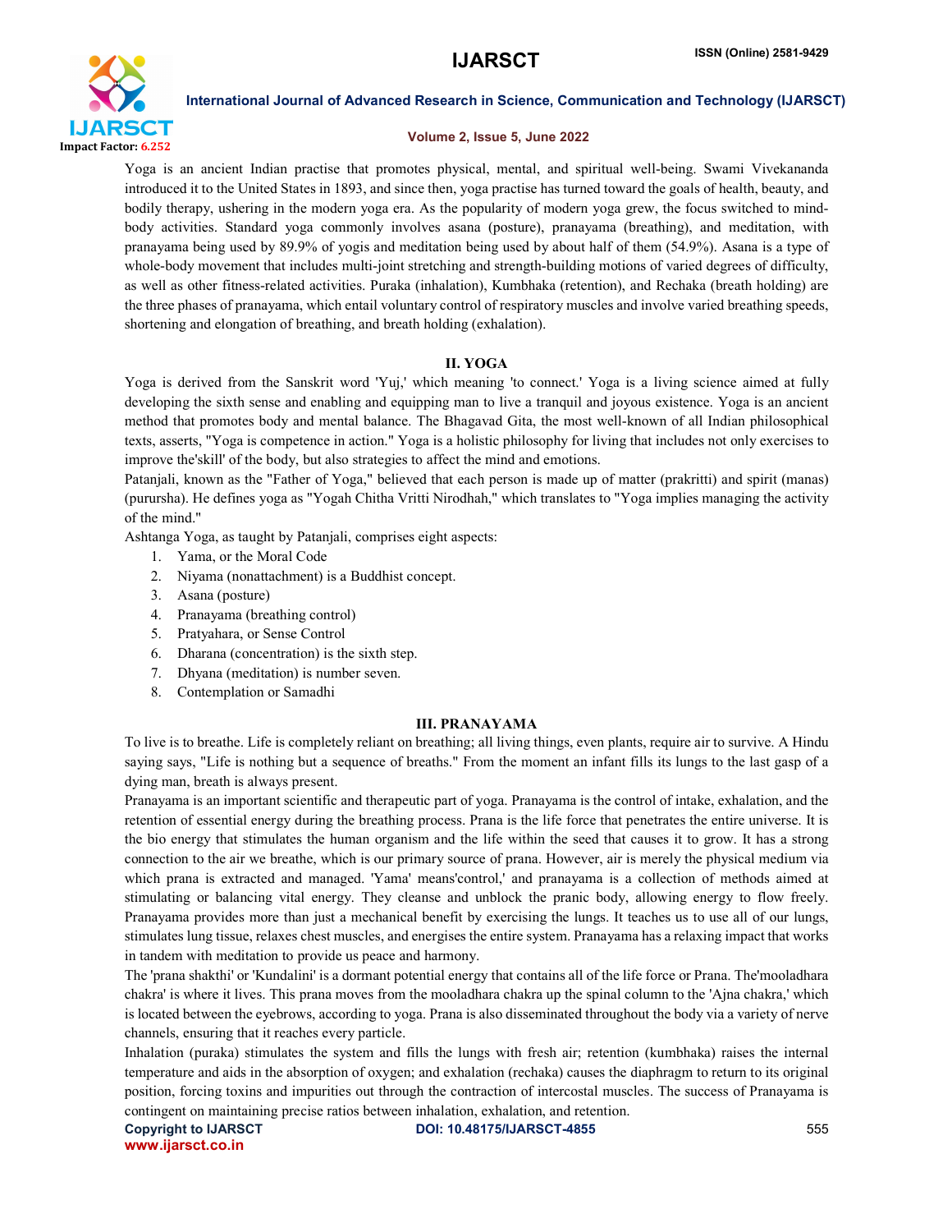Yoga is an ancient Indian practise that promotes physical, mental, and spiritual well-being. Swami Vivekananda introduced it to the United States in 1893, and since then, yoga practise has turned toward the goals of health, beauty, and bodily therapy, ushering in the modern yoga era. As the popularity of modern yoga grew, the focus switched to mind-body activities. Standard yoga commonly involves asana (posture), pranayama (breathing), and meditation, with pranayama being used by 89.9% of yogis and meditation being used by about half of them (54.9%). Asana is a type of whole-body movement that includes multi-joint stretching and strength-building motions of varied degrees of difficulty, as well as other fitness-related activities. Puraka (inhalation), Kumbhaka (retention), and Rechaka (breath holding) are the three phases of pranayama, which entail voluntary control of respiratory muscles and involve varied breathing speeds, shortening and elongation of breathing, and breath holding (exhalation).

## II. YOGA

Yoga is derived from the Sanskrit word 'Yuj,' which meaning 'to connect.' Yoga is a living science aimed at fully developing the sixth sense and enabling and equipping man to live a tranquil and joyous existence. Yoga is an ancient method that promotes body and mental balance. The Bhagavad Gita, the most well-known of all Indian philosophical texts, asserts, "Yoga is competence in action." Yoga is a holistic philosophy for living that includes not only exercises to improve the'skill' of the body, but also strategies to affect the mind and emotions.

Patanjali, known as the "Father of Yoga," believed that each person is made up of matter (prakritti) and spirit (manas) (purursha). He defines yoga as "Yogah Chitha Vritti Nirodhah," which translates to "Yoga implies managing the activity of the mind."

Ashtanga Yoga, as taught by Patanjali, comprises eight aspects:

1. Yama, or the Moral Code
2. Niyama (nonattachment) is a Buddhist concept.
3. Asana (posture)
4. Pranayama (breathing control)
5. Pratyahara, or Sense Control
6. Dharana (concentration) is the sixth step.
7. Dhyana (meditation) is number seven.
8. Contemplation or Samadhi

## III. PRANAYAMA

To live is to breathe. Life is completely reliant on breathing; all living things, even plants, require air to survive. A Hindu saying says, "Life is nothing but a sequence of breaths." From the moment an infant fills its lungs to the last gasp of a dying man, breath is always present.

Pranayama is an important scientific and therapeutic part of yoga. Pranayama is the control of intake, exhalation, and the retention of essential energy during the breathing process. Prana is the life force that penetrates the entire universe. It is the bio energy that stimulates the human organism and the life within the seed that causes it to grow. It has a strong connection to the air we breathe, which is our primary source of prana. However, air is merely the physical medium via which prana is extracted and managed. 'Yama' means'control,' and pranayama is a collection of methods aimed at stimulating or balancing vital energy. They cleanse and unblock the pranic body, allowing energy to flow freely. Pranayama provides more than just a mechanical benefit by exercising the lungs. It teaches us to use all of our lungs, stimulates lung tissue, relaxes chest muscles, and energises the entire system. Pranayama has a relaxing impact that works in tandem with meditation to provide us peace and harmony.

The 'prana shakthi' or 'Kundalini' is a dormant potential energy that contains all of the life force or Prana. The'mooladhara chakra' is where it lives. This prana moves from the mooladhara chakra up the spinal column to the 'Ajna chakra,' which is located between the eyebrows, according to yoga. Prana is also disseminated throughout the body via a variety of nerve channels, ensuring that it reaches every particle.

Inhalation (puraka) stimulates the system and fills the lungs with fresh air; retention (kumbhaka) raises the internal temperature and aids in the absorption of oxygen; and exhalation (rechaka) causes the diaphragm to return to its original position, forcing toxins and impurities out through the contraction of intercostal muscles. The success of Pranayama is contingent on maintaining precise ratios between inhalation, exhalation, and retention.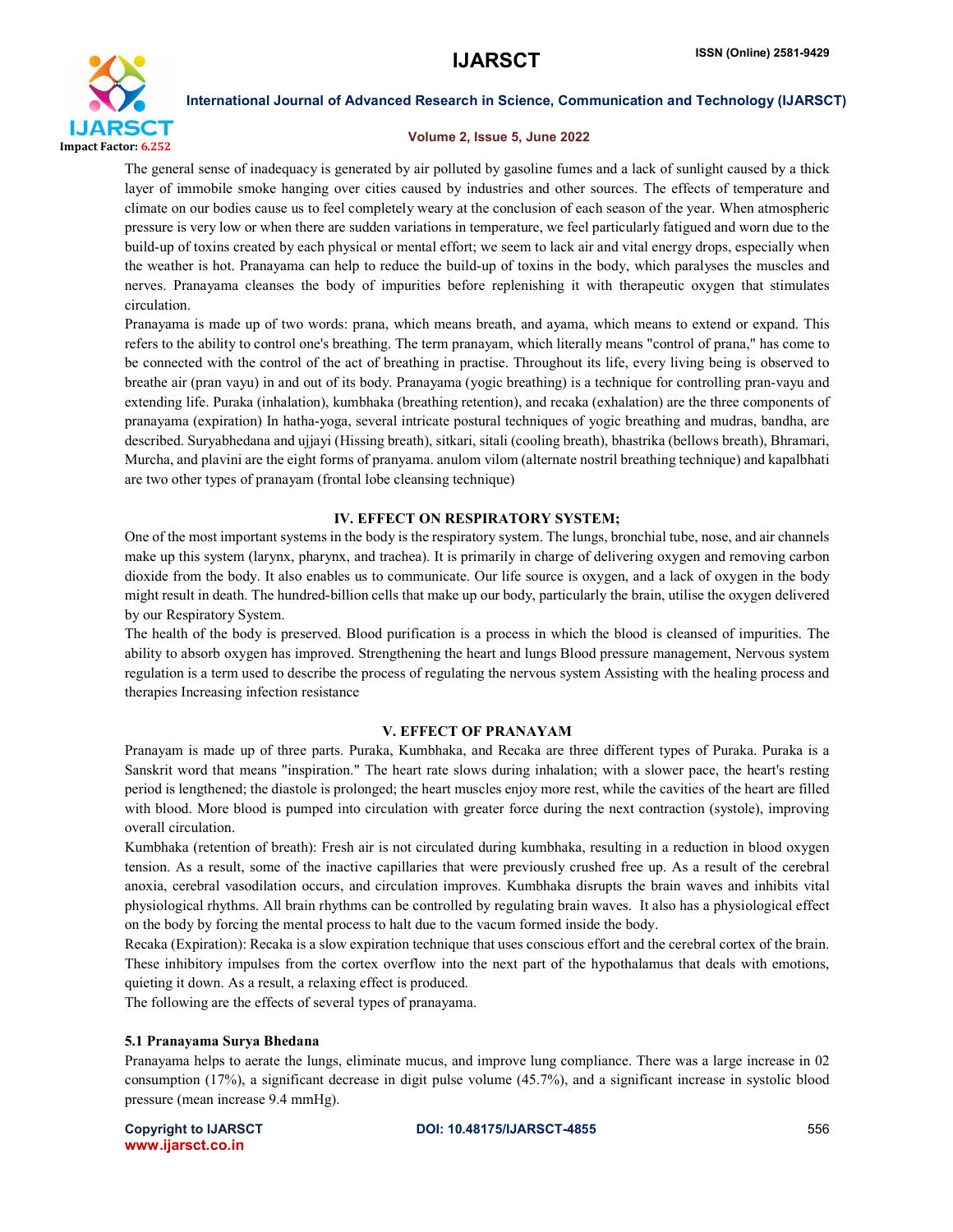The general sense of inadequacy is generated by air polluted by gasoline fumes and a lack of sunlight caused by a thick layer of immobile smoke hanging over cities caused by industries and other sources. The effects of temperature and climate on our bodies cause us to feel completely weary at the conclusion of each season of the year. When atmospheric pressure is very low or when there are sudden variations in temperature, we feel particularly fatigued and worn due to the build-up of toxins created by each physical or mental effort; we seem to lack air and vital energy drops, especially when the weather is hot. Pranayama can help to reduce the build-up of toxins in the body, which paralyses the muscles and nerves. Pranayama cleanses the body of impurities before replenishing it with therapeutic oxygen that stimulates circulation.

Pranayama is made up of two words: prana, which means breath, and ayama, which means to extend or expand. This refers to the ability to control one's breathing. The term pranayam, which literally means "control of prana," has come to be connected with the control of the act of breathing in practise. Throughout its life, every living being is observed to breathe air (pran vayu) in and out of its body. Pranayama (yogic breathing) is a technique for controlling pran-vayu and extending life. Puraka (inhalation), kumbhaka (breathing retention), and recaka (exhalation) are the three components of pranayama (expiration) In hatha-yoga, several intricate postural techniques of yogic breathing and mudras, bandha, are described. Suryabhedana and ujjayi (Hissing breath), sitkari, sitali (cooling breath), bhastrika (bellows breath), Bhramari, Murcha, and plavini are the eight forms of pranyama. anulom vilom (alternate nostril breathing technique) and kapalbhati are two other types of pranayam (frontal lobe cleansing technique)

## IV. EFFECT ON RESPIRATORY SYSTEM;

One of the most important systems in the body is the respiratory system. The lungs, bronchial tube, nose, and air channels make up this system (larynx, pharynx, and trachea). It is primarily in charge of delivering oxygen and removing carbon dioxide from the body. It also enables us to communicate. Our life source is oxygen, and a lack of oxygen in the body might result in death. The hundred-billion cells that make up our body, particularly the brain, utilise the oxygen delivered by our Respiratory System.

The health of the body is preserved. Blood purification is a process in which the blood is cleansed of impurities. The ability to absorb oxygen has improved. Strengthening the heart and lungs Blood pressure management, Nervous system regulation is a term used to describe the process of regulating the nervous system Assisting with the healing process and therapies Increasing infection resistance

## V. EFFECT OF PRANAYAM

Pranayam is made up of three parts. Puraka, Kumbhaka, and Recaka are three different types of Puraka. Puraka is a Sanskrit word that means "inspiration." The heart rate slows during inhalation; with a slower pace, the heart's resting period is lengthened; the diastole is prolonged; the heart muscles enjoy more rest, while the cavities of the heart are filled with blood. More blood is pumped into circulation with greater force during the next contraction (systole), improving overall circulation.

Kumbhaka (retention of breath): Fresh air is not circulated during kumbhaka, resulting in a reduction in blood oxygen tension. As a result, some of the inactive capillaries that were previously crushed free up. As a result of the cerebral anoxia, cerebral vasodilation occurs, and circulation improves. Kumbhaka disrupts the brain waves and inhibits vital physiological rhythms. All brain rhythms can be controlled by regulating brain waves. It also has a physiological effect on the body by forcing the mental process to halt due to the vacum formed inside the body.

Recaka (Expiration): Recaka is a slow expiration technique that uses conscious effort and the cerebral cortex of the brain. These inhibitory impulses from the cortex overflow into the next part of the hypothalamus that deals with emotions, quieting it down. As a result, a relaxing effect is produced.

The following are the effects of several types of pranayama.

### 5.1 Pranayama Surya Bhedana

Pranayama helps to aerate the lungs, eliminate mucus, and improve lung compliance. There was a large increase in 02 consumption (17%), a significant decrease in digit pulse volume (45.7%), and a significant increase in systolic blood pressure (mean increase 9.4 mmHg).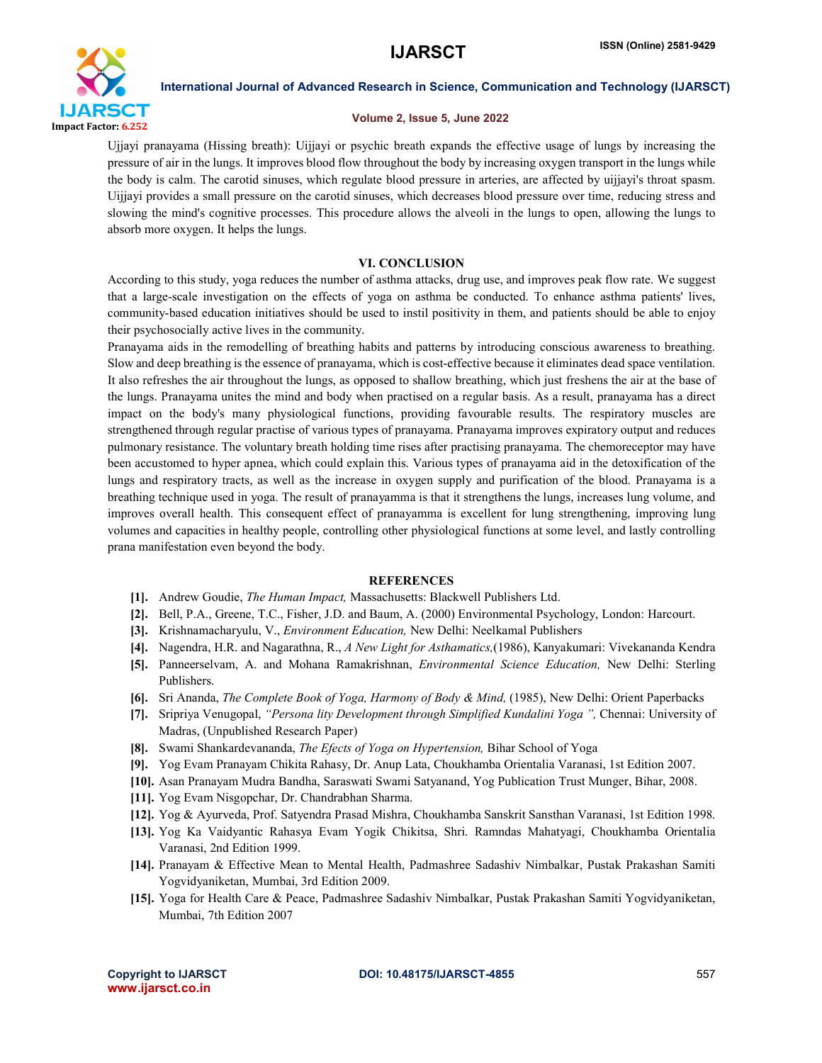Ujjayi pranayama (Hissing breath): Uijjayi or psychic breath expands the effective usage of lungs by increasing the pressure of air in the lungs. It improves blood flow throughout the body by increasing oxygen transport in the lungs while the body is calm. The carotid sinuses, which regulate blood pressure in arteries, are affected by uijjayi's throat spasm. Uijjayi provides a small pressure on the carotid sinuses, which decreases blood pressure over time, reducing stress and slowing the mind's cognitive processes. This procedure allows the alveoli in the lungs to open, allowing the lungs to absorb more oxygen. It helps the lungs.

## VI. CONCLUSION

According to this study, yoga reduces the number of asthma attacks, drug use, and improves peak flow rate. We suggest that a large-scale investigation on the effects of yoga on asthma be conducted. To enhance asthma patients' lives, community-based education initiatives should be used to instil positivity in them, and patients should be able to enjoy their psychosocially active lives in the community.

Pranayama aids in the remodelling of breathing habits and patterns by introducing conscious awareness to breathing. Slow and deep breathing is the essence of pranayama, which is cost-effective because it eliminates dead space ventilation. It also refreshes the air throughout the lungs, as opposed to shallow breathing, which just freshens the air at the base of the lungs. Pranayama unites the mind and body when practised on a regular basis. As a result, pranayama has a direct impact on the body's many physiological functions, providing favourable results. The respiratory muscles are strengthened through regular practise of various types of pranayama. Pranayama improves expiratory output and reduces pulmonary resistance. The voluntary breath holding time rises after practising pranayama. The chemoreceptor may have been accustomed to hyper apnea, which could explain this. Various types of pranayama aid in the detoxification of the lungs and respiratory tracts, as well as the increase in oxygen supply and purification of the blood. Pranayama is a breathing technique used in yoga. The result of pranayamma is that it strengthens the lungs, increases lung volume, and improves overall health. This consequent effect of pranayamma is excellent for lung strengthening, improving lung volumes and capacities in healthy people, controlling other physiological functions at some level, and lastly controlling prana manifestation even beyond the body.

## REFERENCES

- [1]. Andrew Goudie, *The Human Impact,* Massachusetts: Blackwell Publishers Ltd.
- [2]. Bell, P.A., Greene, T.C., Fisher, J.D. and Baum, A. (2000) Environmental Psychology, London: Harcourt.
- [3]. Krishnamacharyulu, V., *Environment Education,* New Delhi: Neelkamal Publishers
- [4]. Nagendra, H.R. and Nagarathna, R., *A New Light for Asthamatics,*(1986), Kanyakumari: Vivekananda Kendra
- [5]. Panneerselvam, A. and Mohana Ramakrishnan, *Environmental Science Education,* New Delhi: Sterling Publishers.
- [6]. Sri Ananda, *The Complete Book of Yoga, Harmony of Body & Mind,* (1985), New Delhi: Orient Paperbacks
- [7]. Sripriya Venugopal, *"Persona lity Development through Simplified Kundalini Yoga ",* Chennai: University of Madras, (Unpublished Research Paper)
- [8]. Swami Shankardevananda, *The Efects of Yoga on Hypertension,* Bihar School of Yoga
- [9]. Yog Evam Pranayam Chikita Rahasy, Dr. Anup Lata, Choukhamba Orientalia Varanasi, 1st Edition 2007.
- [10]. Asan Pranayam Mudra Bandha, Saraswati Swami Satyanand, Yog Publication Trust Munger, Bihar, 2008.
- [11]. Yog Evam Nisgopchar, Dr. Chandrabhan Sharma.
- [12]. Yog & Ayurveda, Prof. Satyendra Prasad Mishra, Choukhamba Sanskrit Sansthan Varanasi, 1st Edition 1998.
- [13]. Yog Ka Vaidyantic Rahasya Evam Yogik Chikitsa, Shri. Ramndas Mahatyagi, Choukhamba Orientalia Varanasi, 2nd Edition 1999.
- [14]. Pranayam & Effective Mean to Mental Health, Padmashree Sadashiv Nimbalkar, Pustak Prakashan Samiti Yogvidyaniketan, Mumbai, 3rd Edition 2009.
- [15]. Yoga for Health Care & Peace, Padmashree Sadashiv Nimbalkar, Pustak Prakashan Samiti Yogvidyaniketan, Mumbai, 7th Edition 2007